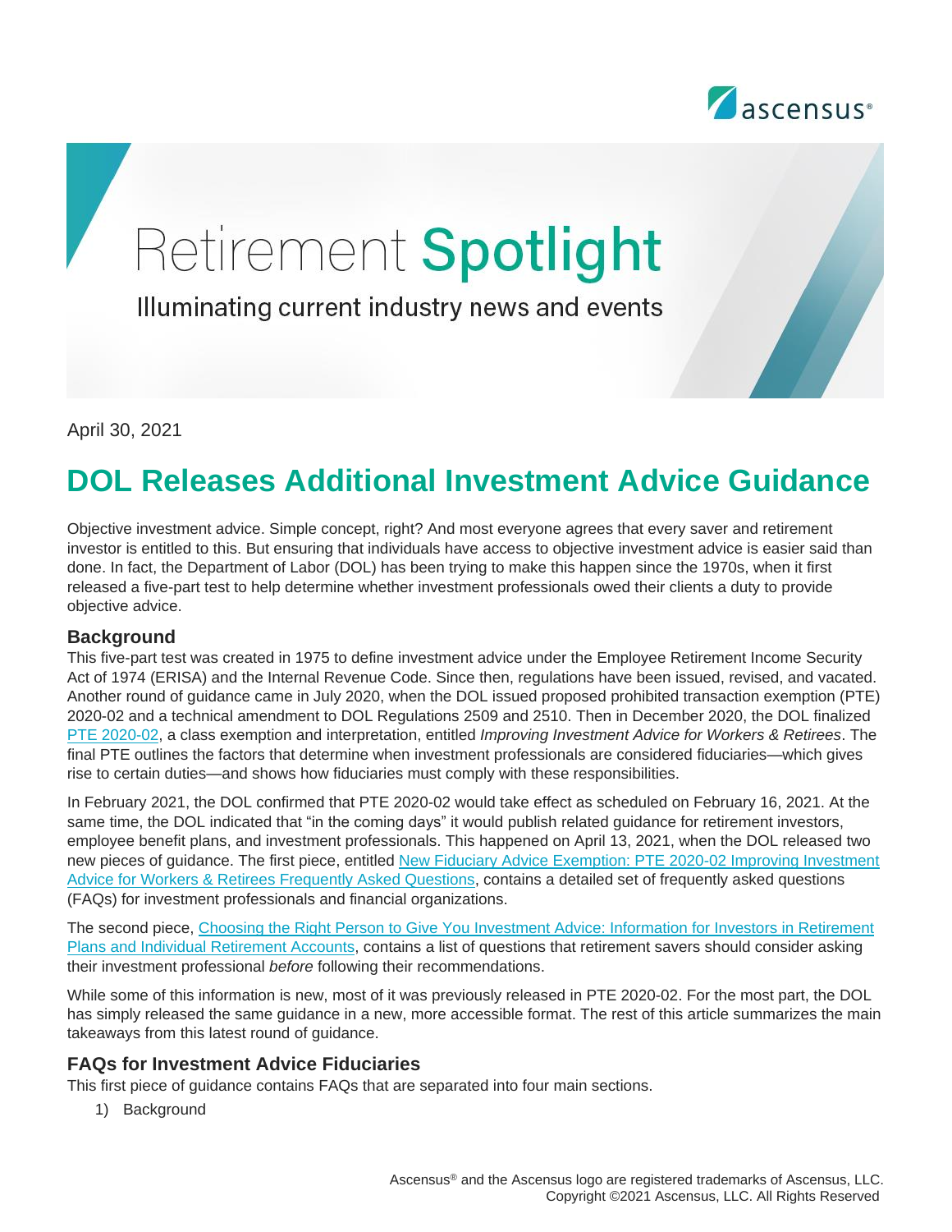# Retirement Spotlight

Illuminating current industry news and events

April 30, 2021

## DOL Releases Additional Investment Advice Guidance

Objective investment advice. Simple concept, right? And most everyone agrees that every saver and retirement investor is entitled to this. But ensuring that individuals have access to objective investment advice is easier said than done. In fact, the Department of Labor (DOL) has been trying to make this happen since the 1970s, when it first released a five-part test to help determine whether investment professionals owed their clients a duty to provide objective advice.

### Background

This five-part test was created in 1975 to define investment advice under the Employee Retirement Income Security Act of 1974 (ERISA) and the Internal Revenue Code. Since then, regulations have been issued, revised, and vacated. Another round of guidance came in July 2020, when the DOL issued proposed prohibited transaction exemption (PTE) 2020-02 and a technical amendment to DOL Regulations 2509 and 2510. Then in December 2020, the DOL finalized PTE 2020-02, a class exemption and interpretation, entitled *Improving Investment Advice for Workers & Retirees*. The final PTE outlines the factors that determine when investment professionals are considered fiduciaries—which gives rise to certain duties—and shows how fiduciaries must comply with these responsibilities.

In February 2021, the DOL confirmed that PTE 2020-02 would take effect as scheduled on February 16, 2021. At the same time, the DOL indicated that "in the coming days" it would publish related guidance for retirement investors, employee benefit plans, and investment professionals. This happened on April 13, 2021, when the DOL released two new pieces of guidance. The first piece, entitled New Fiduciary Advice Exemption: PTE 2020-02 Improving Investment Advice for Workers & Retirees Frequently Asked Questions, contains a detailed set of frequently asked questions (FAQs) for investment professionals and financial organizations.

The second piece, Choosing the Right Person to Give You Investment Advice: Information for Investors in Retirement Plans and Individual Retirement Accounts, contains a list of questions that retirement savers should consider asking their investment professional *before* following their recommendations.

While some of this information is new, most of it was previously released in PTE 2020-02. For the most part, the DOL has simply released the same guidance in a new, more accessible format. The rest of this article summarizes the main takeaways from this latest round of guidance.

### FAQs for Investment Advice Fiduciaries

This first piece of guidance contains FAQs that are separated into four main sections.

1) Background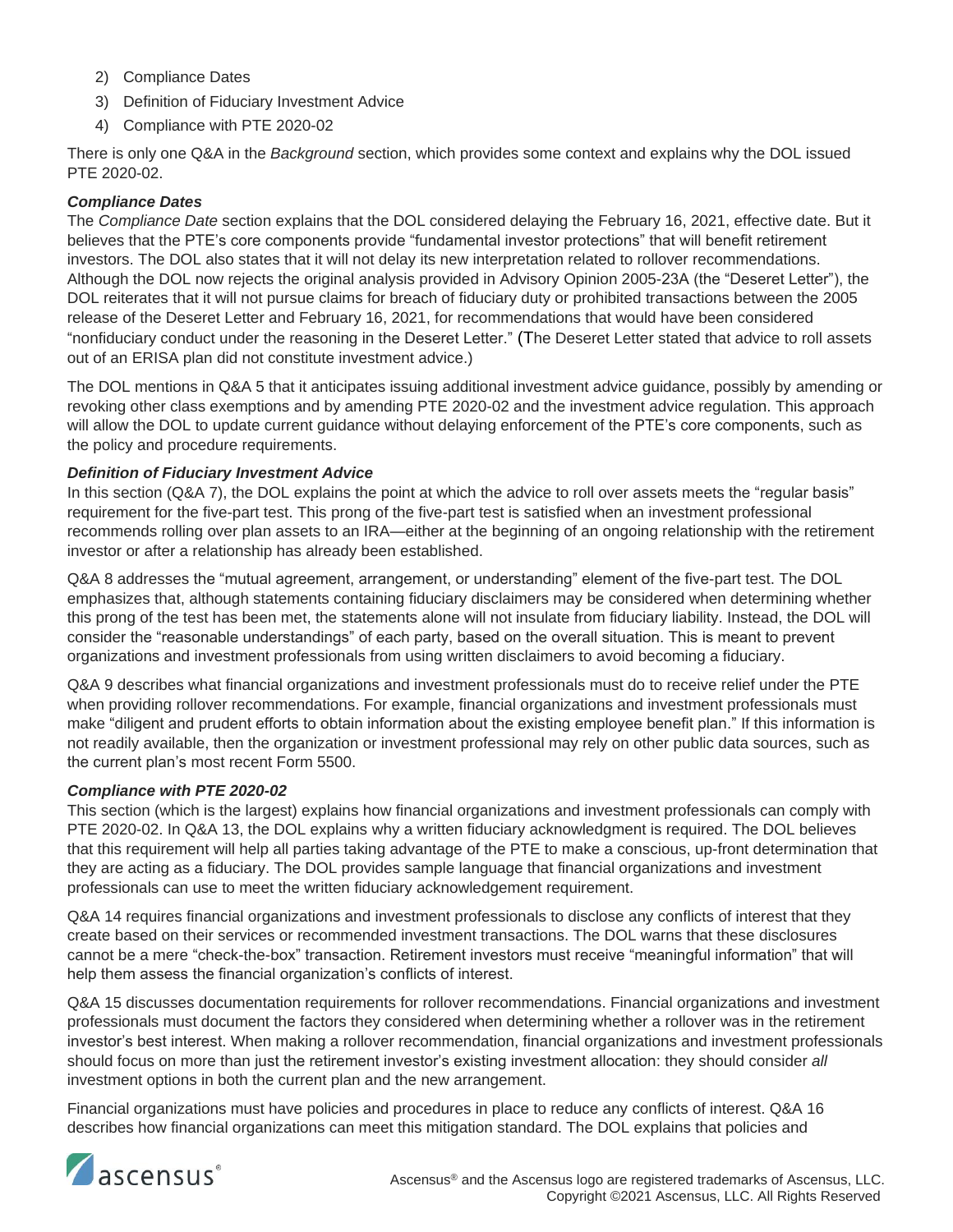2) Compliance Dates
3) Definition of Fiduciary Investment Advice
4) Compliance with PTE 2020-02

There is only one Q&A in the *Background* section, which provides some context and explains why the DOL issued PTE 2020-02.

***Compliance Dates***

The *Compliance Date* section explains that the DOL considered delaying the February 16, 2021, effective date. But it believes that the PTE's core components provide "fundamental investor protections" that will benefit retirement investors. The DOL also states that it will not delay its new interpretation related to rollover recommendations. Although the DOL now rejects the original analysis provided in Advisory Opinion 2005-23A (the "Deseret Letter"), the DOL reiterates that it will not pursue claims for breach of fiduciary duty or prohibited transactions between the 2005 release of the Deseret Letter and February 16, 2021, for recommendations that would have been considered "nonfiduciary conduct under the reasoning in the Deseret Letter." (The Deseret Letter stated that advice to roll assets out of an ERISA plan did not constitute investment advice.)

The DOL mentions in Q&A 5 that it anticipates issuing additional investment advice guidance, possibly by amending or revoking other class exemptions and by amending PTE 2020-02 and the investment advice regulation. This approach will allow the DOL to update current guidance without delaying enforcement of the PTE's core components, such as the policy and procedure requirements.

***Definition of Fiduciary Investment Advice***

In this section (Q&A 7), the DOL explains the point at which the advice to roll over assets meets the "regular basis" requirement for the five-part test. This prong of the five-part test is satisfied when an investment professional recommends rolling over plan assets to an IRA—either at the beginning of an ongoing relationship with the retirement investor or after a relationship has already been established.

Q&A 8 addresses the "mutual agreement, arrangement, or understanding" element of the five-part test. The DOL emphasizes that, although statements containing fiduciary disclaimers may be considered when determining whether this prong of the test has been met, the statements alone will not insulate from fiduciary liability. Instead, the DOL will consider the "reasonable understandings" of each party, based on the overall situation. This is meant to prevent organizations and investment professionals from using written disclaimers to avoid becoming a fiduciary.

Q&A 9 describes what financial organizations and investment professionals must do to receive relief under the PTE when providing rollover recommendations. For example, financial organizations and investment professionals must make "diligent and prudent efforts to obtain information about the existing employee benefit plan." If this information is not readily available, then the organization or investment professional may rely on other public data sources, such as the current plan's most recent Form 5500.

***Compliance with PTE 2020-02***

This section (which is the largest) explains how financial organizations and investment professionals can comply with PTE 2020-02. In Q&A 13, the DOL explains why a written fiduciary acknowledgment is required. The DOL believes that this requirement will help all parties taking advantage of the PTE to make a conscious, up-front determination that they are acting as a fiduciary. The DOL provides sample language that financial organizations and investment professionals can use to meet the written fiduciary acknowledgement requirement.

Q&A 14 requires financial organizations and investment professionals to disclose any conflicts of interest that they create based on their services or recommended investment transactions. The DOL warns that these disclosures cannot be a mere "check-the-box" transaction. Retirement investors must receive "meaningful information" that will help them assess the financial organization's conflicts of interest.

Q&A 15 discusses documentation requirements for rollover recommendations. Financial organizations and investment professionals must document the factors they considered when determining whether a rollover was in the retirement investor's best interest. When making a rollover recommendation, financial organizations and investment professionals should focus on more than just the retirement investor's existing investment allocation: they should consider *all* investment options in both the current plan and the new arrangement.

Financial organizations must have policies and procedures in place to reduce any conflicts of interest. Q&A 16 describes how financial organizations can meet this mitigation standard. The DOL explains that policies and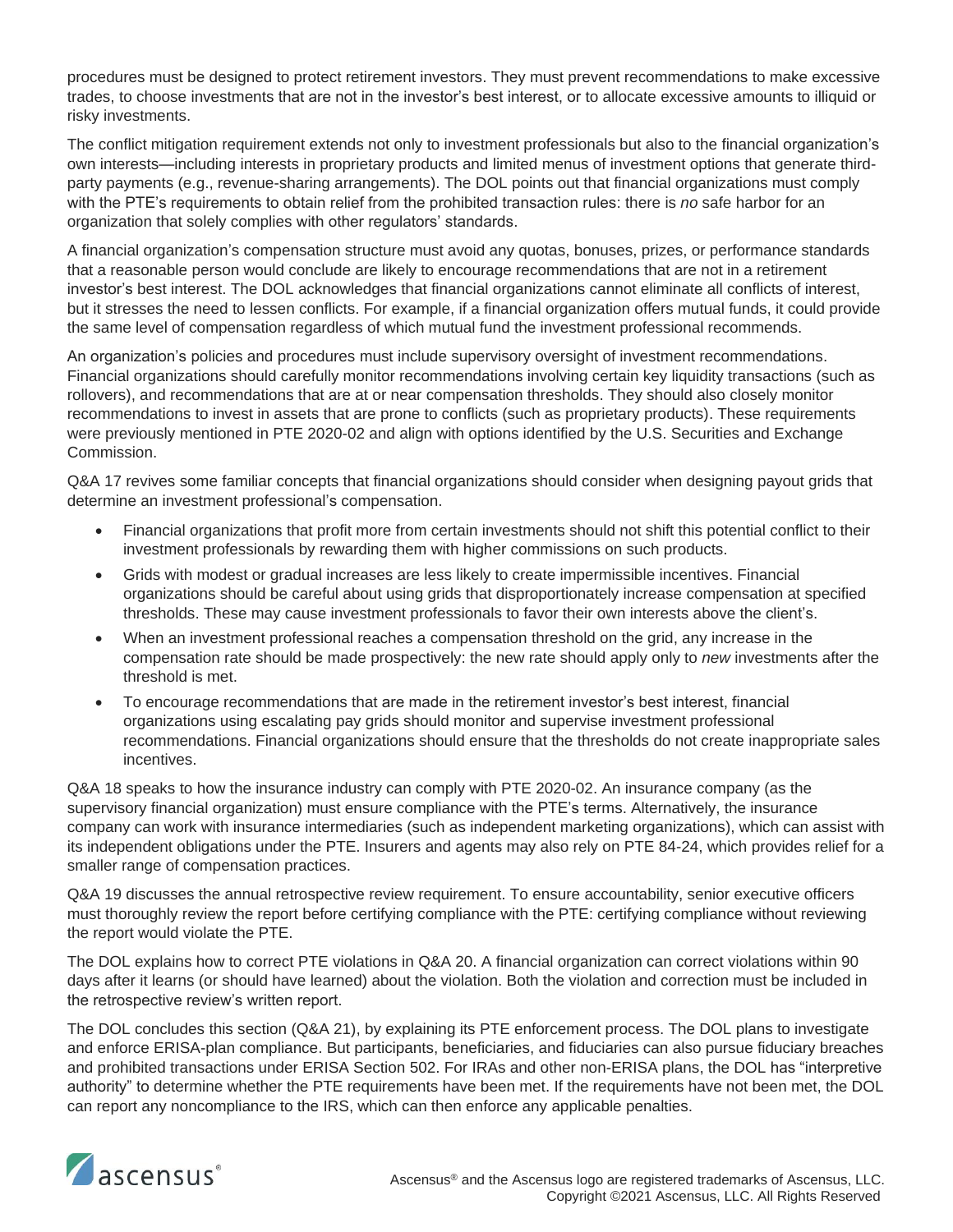procedures must be designed to protect retirement investors. They must prevent recommendations to make excessive trades, to choose investments that are not in the investor's best interest, or to allocate excessive amounts to illiquid or risky investments.

The conflict mitigation requirement extends not only to investment professionals but also to the financial organization's own interests—including interests in proprietary products and limited menus of investment options that generate third-party payments (e.g., revenue-sharing arrangements). The DOL points out that financial organizations must comply with the PTE's requirements to obtain relief from the prohibited transaction rules: there is *no* safe harbor for an organization that solely complies with other regulators' standards.

A financial organization's compensation structure must avoid any quotas, bonuses, prizes, or performance standards that a reasonable person would conclude are likely to encourage recommendations that are not in a retirement investor's best interest. The DOL acknowledges that financial organizations cannot eliminate all conflicts of interest, but it stresses the need to lessen conflicts. For example, if a financial organization offers mutual funds, it could provide the same level of compensation regardless of which mutual fund the investment professional recommends.

An organization's policies and procedures must include supervisory oversight of investment recommendations. Financial organizations should carefully monitor recommendations involving certain key liquidity transactions (such as rollovers), and recommendations that are at or near compensation thresholds. They should also closely monitor recommendations to invest in assets that are prone to conflicts (such as proprietary products). These requirements were previously mentioned in PTE 2020-02 and align with options identified by the U.S. Securities and Exchange Commission.

Q&A 17 revives some familiar concepts that financial organizations should consider when designing payout grids that determine an investment professional's compensation.

- Financial organizations that profit more from certain investments should not shift this potential conflict to their investment professionals by rewarding them with higher commissions on such products.
- Grids with modest or gradual increases are less likely to create impermissible incentives. Financial organizations should be careful about using grids that disproportionately increase compensation at specified thresholds. These may cause investment professionals to favor their own interests above the client's.
- When an investment professional reaches a compensation threshold on the grid, any increase in the compensation rate should be made prospectively: the new rate should apply only to *new* investments after the threshold is met.
- To encourage recommendations that are made in the retirement investor's best interest, financial organizations using escalating pay grids should monitor and supervise investment professional recommendations. Financial organizations should ensure that the thresholds do not create inappropriate sales incentives.

Q&A 18 speaks to how the insurance industry can comply with PTE 2020-02. An insurance company (as the supervisory financial organization) must ensure compliance with the PTE's terms. Alternatively, the insurance company can work with insurance intermediaries (such as independent marketing organizations), which can assist with its independent obligations under the PTE. Insurers and agents may also rely on PTE 84-24, which provides relief for a smaller range of compensation practices.

Q&A 19 discusses the annual retrospective review requirement. To ensure accountability, senior executive officers must thoroughly review the report before certifying compliance with the PTE: certifying compliance without reviewing the report would violate the PTE.

The DOL explains how to correct PTE violations in Q&A 20. A financial organization can correct violations within 90 days after it learns (or should have learned) about the violation. Both the violation and correction must be included in the retrospective review's written report.

The DOL concludes this section (Q&A 21), by explaining its PTE enforcement process. The DOL plans to investigate and enforce ERISA-plan compliance. But participants, beneficiaries, and fiduciaries can also pursue fiduciary breaches and prohibited transactions under ERISA Section 502. For IRAs and other non-ERISA plans, the DOL has "interpretive authority" to determine whether the PTE requirements have been met. If the requirements have not been met, the DOL can report any noncompliance to the IRS, which can then enforce any applicable penalties.

Ascensus® and the Ascensus logo are registered trademarks of Ascensus, LLC.
Copyright ©2021 Ascensus, LLC. All Rights Reserved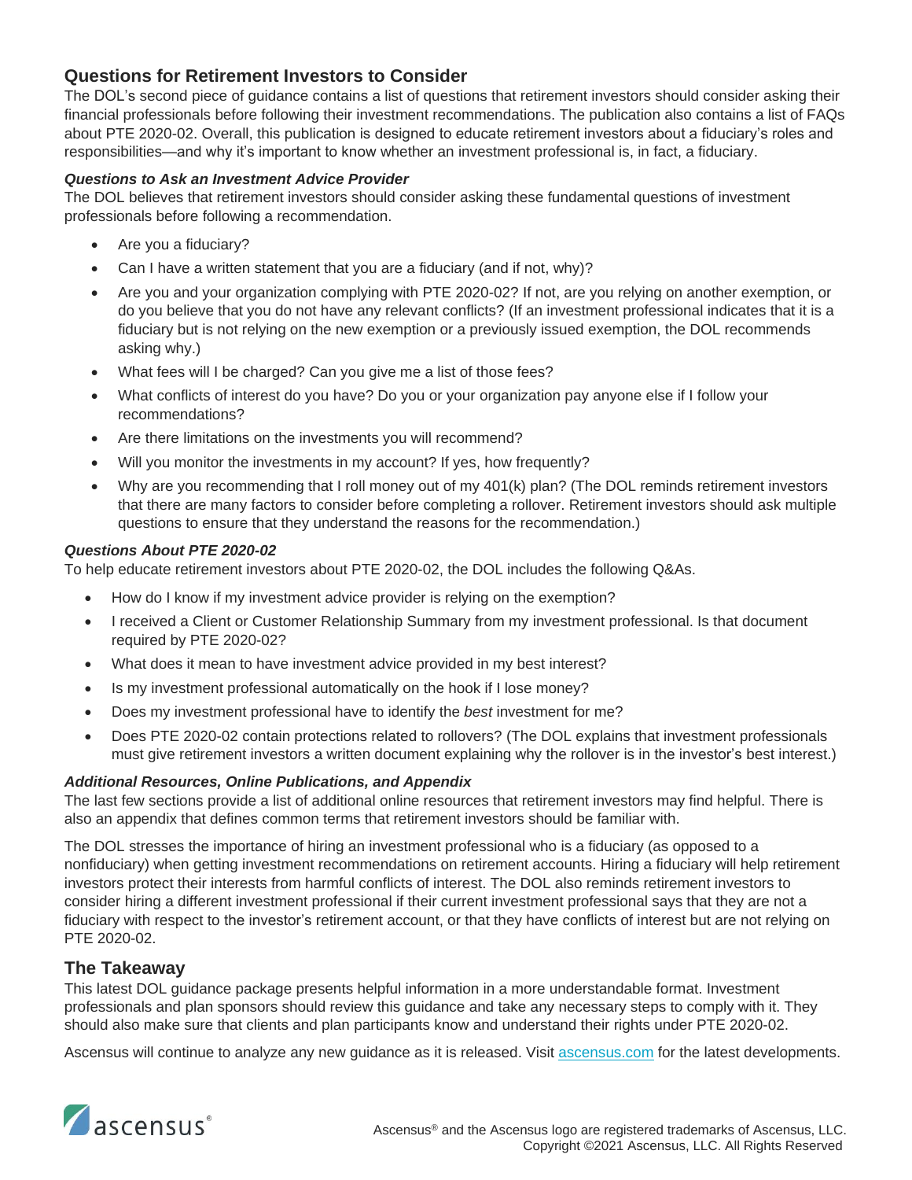## Questions for Retirement Investors to Consider

The DOL's second piece of guidance contains a list of questions that retirement investors should consider asking their financial professionals before following their investment recommendations. The publication also contains a list of FAQs about PTE 2020-02. Overall, this publication is designed to educate retirement investors about a fiduciary's roles and responsibilities—and why it's important to know whether an investment professional is, in fact, a fiduciary.

### *Questions to Ask an Investment Advice Provider*

The DOL believes that retirement investors should consider asking these fundamental questions of investment professionals before following a recommendation.

- Are you a fiduciary?
- Can I have a written statement that you are a fiduciary (and if not, why)?
- Are you and your organization complying with PTE 2020-02? If not, are you relying on another exemption, or do you believe that you do not have any relevant conflicts? (If an investment professional indicates that it is a fiduciary but is not relying on the new exemption or a previously issued exemption, the DOL recommends asking why.)
- What fees will I be charged? Can you give me a list of those fees?
- What conflicts of interest do you have? Do you or your organization pay anyone else if I follow your recommendations?
- Are there limitations on the investments you will recommend?
- Will you monitor the investments in my account? If yes, how frequently?
- Why are you recommending that I roll money out of my 401(k) plan? (The DOL reminds retirement investors that there are many factors to consider before completing a rollover. Retirement investors should ask multiple questions to ensure that they understand the reasons for the recommendation.)

### *Questions About PTE 2020-02*

To help educate retirement investors about PTE 2020-02, the DOL includes the following Q&As.

- How do I know if my investment advice provider is relying on the exemption?
- I received a Client or Customer Relationship Summary from my investment professional. Is that document required by PTE 2020-02?
- What does it mean to have investment advice provided in my best interest?
- Is my investment professional automatically on the hook if I lose money?
- Does my investment professional have to identify the *best* investment for me?
- Does PTE 2020-02 contain protections related to rollovers? (The DOL explains that investment professionals must give retirement investors a written document explaining why the rollover is in the investor's best interest.)

### *Additional Resources, Online Publications, and Appendix*

The last few sections provide a list of additional online resources that retirement investors may find helpful. There is also an appendix that defines common terms that retirement investors should be familiar with.

The DOL stresses the importance of hiring an investment professional who is a fiduciary (as opposed to a nonfiduciary) when getting investment recommendations on retirement accounts. Hiring a fiduciary will help retirement investors protect their interests from harmful conflicts of interest. The DOL also reminds retirement investors to consider hiring a different investment professional if their current investment professional says that they are not a fiduciary with respect to the investor's retirement account, or that they have conflicts of interest but are not relying on PTE 2020-02.

## The Takeaway

This latest DOL guidance package presents helpful information in a more understandable format. Investment professionals and plan sponsors should review this guidance and take any necessary steps to comply with it. They should also make sure that clients and plan participants know and understand their rights under PTE 2020-02.

Ascensus will continue to analyze any new guidance as it is released. Visit [ascensus.com](ascensus.com) for the latest developments.

Ascensus® and the Ascensus logo are registered trademarks of Ascensus, LLC.
Copyright ©2021 Ascensus, LLC. All Rights Reserved